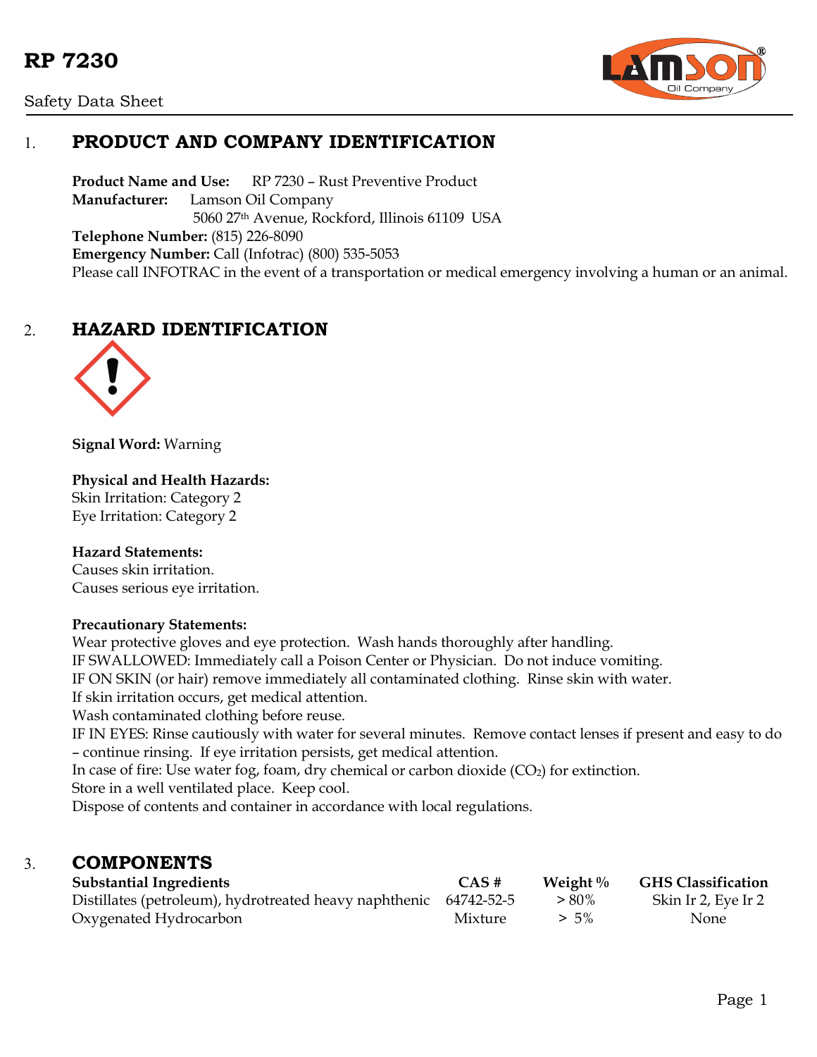# RP 7230

Safety Data Sheet

## 1. PRODUCT AND COMPANY IDENTIFICATION

**Product Name and Use:** RP 7230 – Rust Preventive Product
**Manufacturer:** Lamson Oil Company
5060 27th Avenue, Rockford, Illinois 61109 USA
**Telephone Number:** (815) 226-8090
**Emergency Number:** Call (Infotrac) (800) 535-5053
Please call INFOTRAC in the event of a transportation or medical emergency involving a human or an animal.

## 2. HAZARD IDENTIFICATION

**Signal Word:** Warning

**Physical and Health Hazards:**
Skin Irritation: Category 2
Eye Irritation: Category 2

**Hazard Statements:**
Causes skin irritation.
Causes serious eye irritation.

**Precautionary Statements:**
Wear protective gloves and eye protection. Wash hands thoroughly after handling.
IF SWALLOWED: Immediately call a Poison Center or Physician. Do not induce vomiting.
IF ON SKIN (or hair) remove immediately all contaminated clothing. Rinse skin with water.
If skin irritation occurs, get medical attention.
Wash contaminated clothing before reuse.
IF IN EYES: Rinse cautiously with water for several minutes. Remove contact lenses if present and easy to do – continue rinsing. If eye irritation persists, get medical attention.
In case of fire: Use water fog, foam, dry chemical or carbon dioxide ($CO_2$) for extinction.
Store in a well ventilated place. Keep cool.
Dispose of contents and container in accordance with local regulations.

## 3. COMPONENTS

| Substantial Ingredients | CAS # | Weight % | GHS Classification |
|---|---|---|---|
| Distillates (petroleum), hydrotreated heavy naphthenic | 64742-52-5 | > 80% | Skin Ir 2, Eye Ir 2 |
| Oxygenated Hydrocarbon | Mixture | > 5% | None |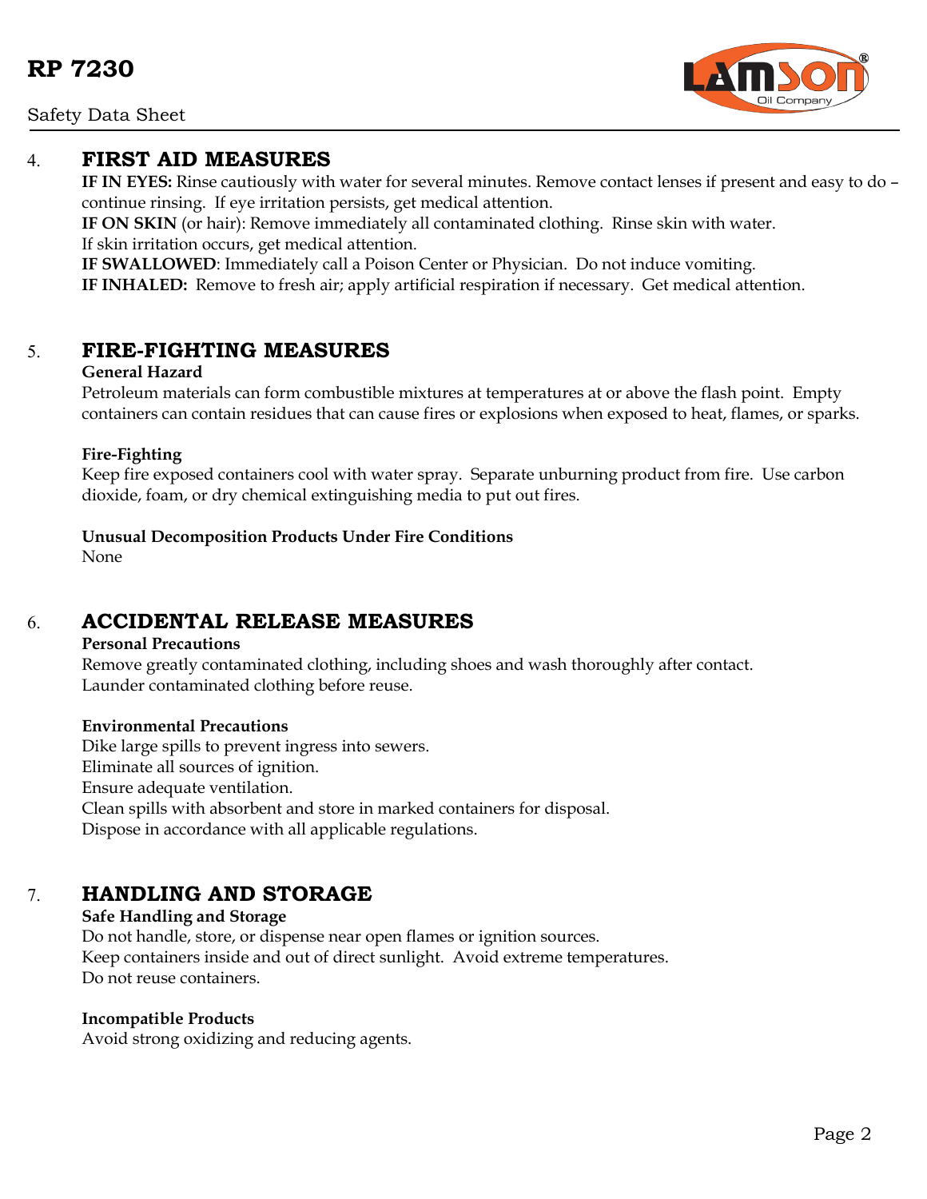## 4. FIRST AID MEASURES

**IF IN EYES:** Rinse cautiously with water for several minutes. Remove contact lenses if present and easy to do – continue rinsing. If eye irritation persists, get medical attention.
**IF ON SKIN** (or hair): Remove immediately all contaminated clothing. Rinse skin with water.
If skin irritation occurs, get medical attention.
**IF SWALLOWED**: Immediately call a Poison Center or Physician. Do not induce vomiting.
**IF INHALED:** Remove to fresh air; apply artificial respiration if necessary. Get medical attention.

## 5. FIRE-FIGHTING MEASURES

**General Hazard**
Petroleum materials can form combustible mixtures at temperatures at or above the flash point. Empty containers can contain residues that can cause fires or explosions when exposed to heat, flames, or sparks.

**Fire-Fighting**
Keep fire exposed containers cool with water spray. Separate unburning product from fire. Use carbon dioxide, foam, or dry chemical extinguishing media to put out fires.

**Unusual Decomposition Products Under Fire Conditions**
None

## 6. ACCIDENTAL RELEASE MEASURES

**Personal Precautions**
Remove greatly contaminated clothing, including shoes and wash thoroughly after contact.
Launder contaminated clothing before reuse.

**Environmental Precautions**
Dike large spills to prevent ingress into sewers.
Eliminate all sources of ignition.
Ensure adequate ventilation.
Clean spills with absorbent and store in marked containers for disposal.
Dispose in accordance with all applicable regulations.

## 7. HANDLING AND STORAGE

**Safe Handling and Storage**
Do not handle, store, or dispense near open flames or ignition sources.
Keep containers inside and out of direct sunlight. Avoid extreme temperatures.
Do not reuse containers.

**Incompatible Products**
Avoid strong oxidizing and reducing agents.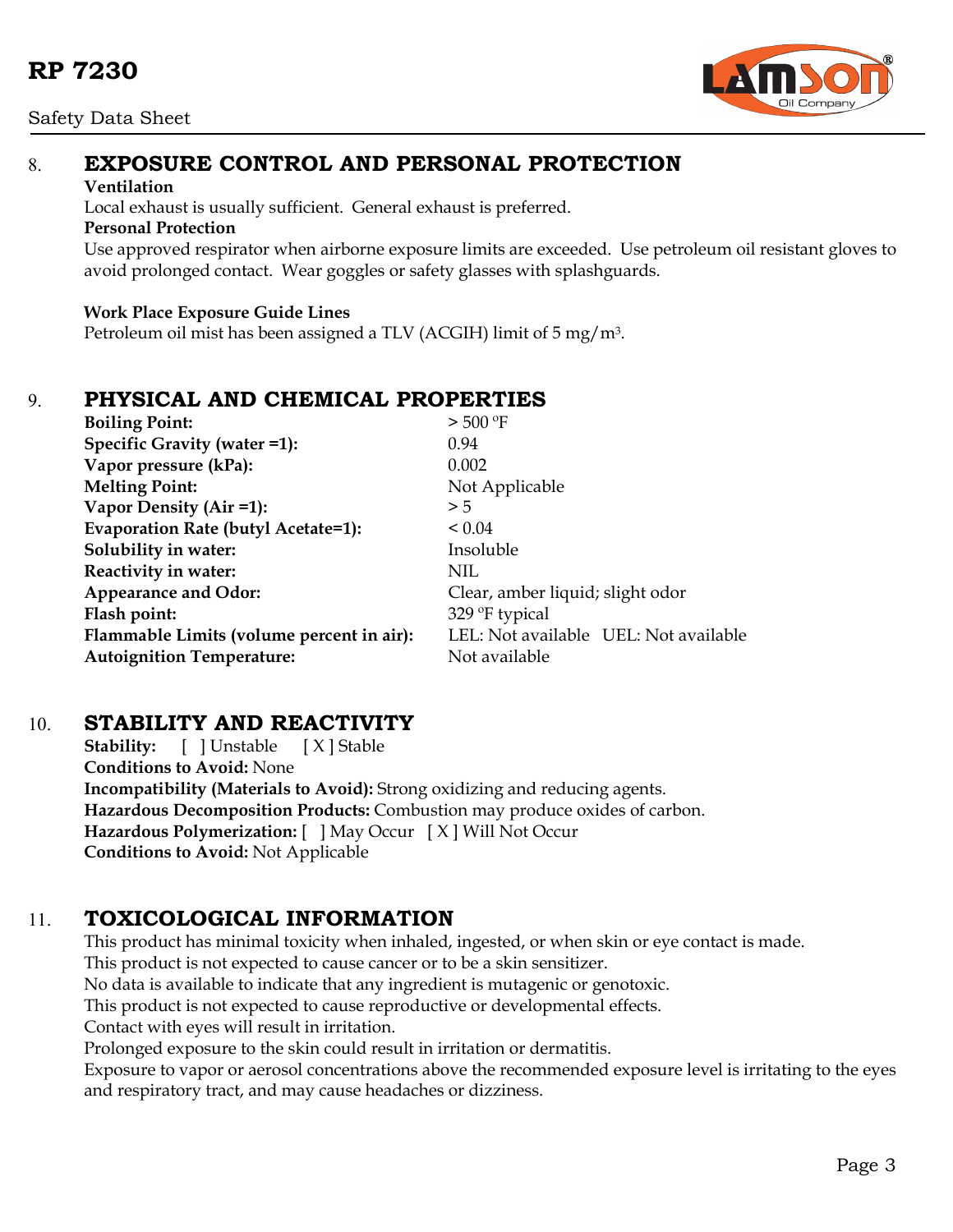## 8. EXPOSURE CONTROL AND PERSONAL PROTECTION

**Ventilation**

Local exhaust is usually sufficient. General exhaust is preferred.

**Personal Protection**

Use approved respirator when airborne exposure limits are exceeded. Use petroleum oil resistant gloves to avoid prolonged contact. Wear goggles or safety glasses with splashguards.

**Work Place Exposure Guide Lines**

Petroleum oil mist has been assigned a TLV (ACGIH) limit of 5 mg/m$^3$.

## 9. PHYSICAL AND CHEMICAL PROPERTIES

| Property | Value |
|---|---|
| **Boiling Point:** | > 500 °F |
| **Specific Gravity (water =1):** | 0.94 |
| **Vapor pressure (kPa):** | 0.002 |
| **Melting Point:** | Not Applicable |
| **Vapor Density (Air =1):** | > 5 |
| **Evaporation Rate (butyl Acetate=1):** | < 0.04 |
| **Solubility in water:** | Insoluble |
| **Reactivity in water:** | NIL |
| **Appearance and Odor:** | Clear, amber liquid; slight odor |
| **Flash point:** | 329 °F typical |
| **Flammable Limits (volume percent in air):** | LEL: Not available UEL: Not available |
| **Autoignition Temperature:** | Not available |

## 10. STABILITY AND REACTIVITY

**Stability:** [ ] Unstable [ X ] Stable

**Conditions to Avoid:** None

**Incompatibility (Materials to Avoid):** Strong oxidizing and reducing agents.

**Hazardous Decomposition Products:** Combustion may produce oxides of carbon.

**Hazardous Polymerization:** [ ] May Occur [ X ] Will Not Occur

**Conditions to Avoid:** Not Applicable

## 11. TOXICOLOGICAL INFORMATION

This product has minimal toxicity when inhaled, ingested, or when skin or eye contact is made.
This product is not expected to cause cancer or to be a skin sensitizer.
No data is available to indicate that any ingredient is mutagenic or genotoxic.
This product is not expected to cause reproductive or developmental effects.
Contact with eyes will result in irritation.
Prolonged exposure to the skin could result in irritation or dermatitis.
Exposure to vapor or aerosol concentrations above the recommended exposure level is irritating to the eyes and respiratory tract, and may cause headaches or dizziness.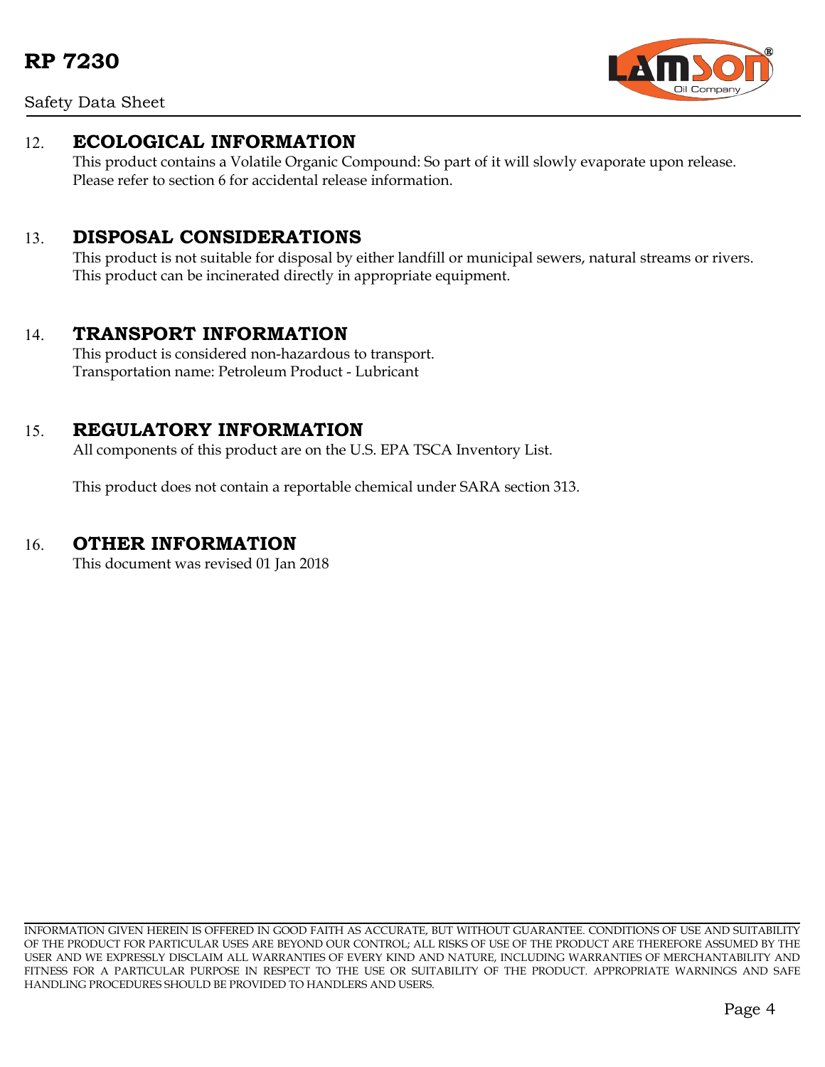## 12. ECOLOGICAL INFORMATION

This product contains a Volatile Organic Compound: So part of it will slowly evaporate upon release. Please refer to section 6 for accidental release information.

## 13. DISPOSAL CONSIDERATIONS

This product is not suitable for disposal by either landfill or municipal sewers, natural streams or rivers. This product can be incinerated directly in appropriate equipment.

## 14. TRANSPORT INFORMATION

This product is considered non-hazardous to transport.
Transportation name: Petroleum Product - Lubricant

## 15. REGULATORY INFORMATION

All components of this product are on the U.S. EPA TSCA Inventory List.

This product does not contain a reportable chemical under SARA section 313.

## 16. OTHER INFORMATION

This document was revised 01 Jan 2018

INFORMATION GIVEN HEREIN IS OFFERED IN GOOD FAITH AS ACCURATE, BUT WITHOUT GUARANTEE. CONDITIONS OF USE AND SUITABILITY OF THE PRODUCT FOR PARTICULAR USES ARE BEYOND OUR CONTROL; ALL RISKS OF USE OF THE PRODUCT ARE THEREFORE ASSUMED BY THE USER AND WE EXPRESSLY DISCLAIM ALL WARRANTIES OF EVERY KIND AND NATURE, INCLUDING WARRANTIES OF MERCHANTABILITY AND FITNESS FOR A PARTICULAR PURPOSE IN RESPECT TO THE USE OR SUITABILITY OF THE PRODUCT. APPROPRIATE WARNINGS AND SAFE HANDLING PROCEDURES SHOULD BE PROVIDED TO HANDLERS AND USERS.